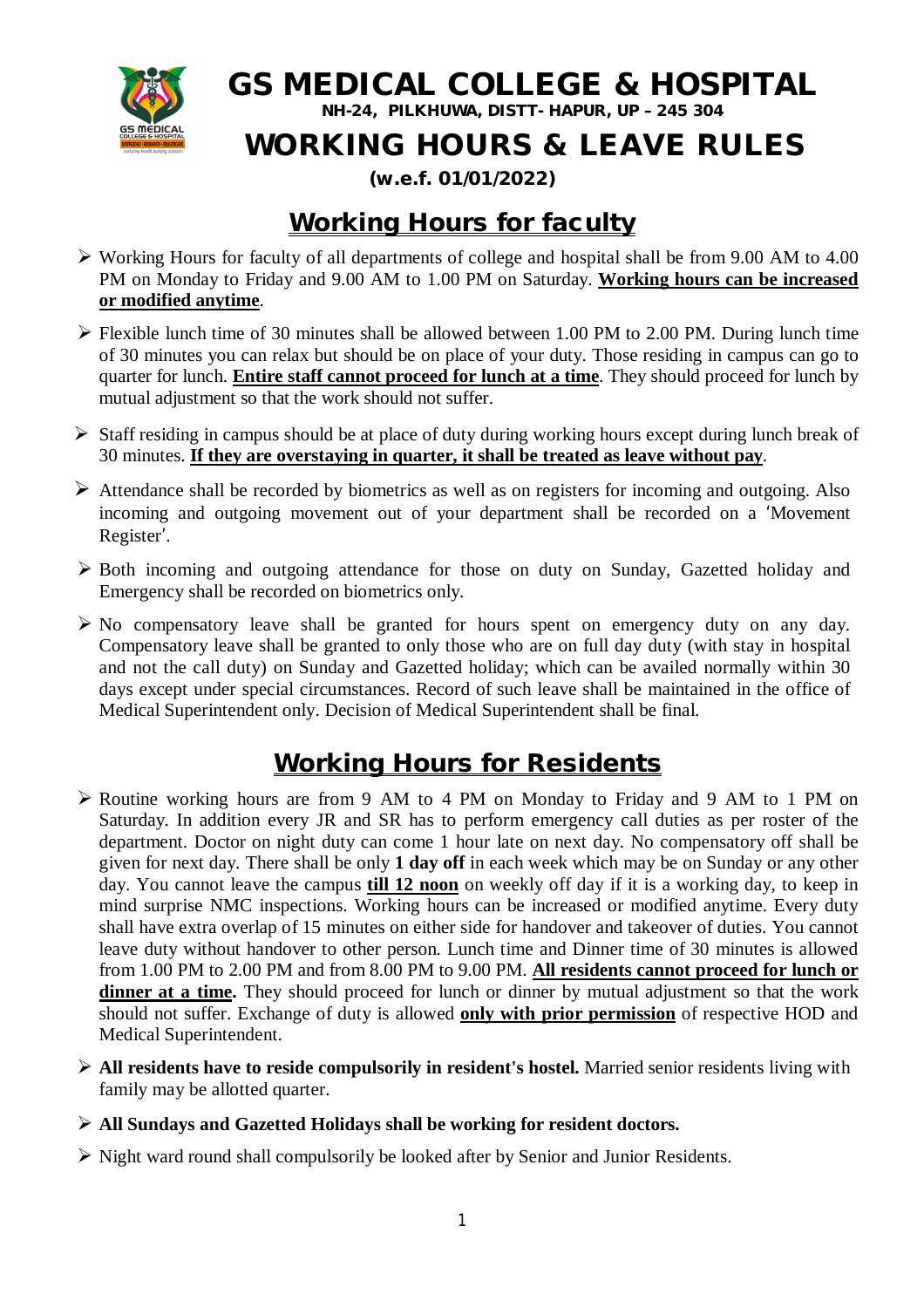# GS MEDICAL COLLEGE & HOSPITAL

NH-24, PILKHUWA, DISTT- HAPUR, UP – 245 304

# WORKING HOURS & LEAVE RULES

**(w.e.f. 01/01/2022)**

## Working Hours for faculty

- Working Hours for faculty of all departments of college and hospital shall be from 9.00 AM to 4.00 PM on Monday to Friday and 9.00 AM to 1.00 PM on Saturday. **Working hours can be increased or modified anytime**.
- Flexible lunch time of 30 minutes shall be allowed between 1.00 PM to 2.00 PM. During lunch time of 30 minutes you can relax but should be on place of your duty. Those residing in campus can go to quarter for lunch. **Entire staff cannot proceed for lunch at a time**. They should proceed for lunch by mutual adjustment so that the work should not suffer.
- Staff residing in campus should be at place of duty during working hours except during lunch break of 30 minutes. **If they are overstaying in quarter, it shall be treated as leave without pay**.
- Attendance shall be recorded by biometrics as well as on registers for incoming and outgoing. Also incoming and outgoing movement out of your department shall be recorded on a 'Movement Register'.
- Both incoming and outgoing attendance for those on duty on Sunday, Gazetted holiday and Emergency shall be recorded on biometrics only.
- No compensatory leave shall be granted for hours spent on emergency duty on any day. Compensatory leave shall be granted to only those who are on full day duty (with stay in hospital and not the call duty) on Sunday and Gazetted holiday; which can be availed normally within 30 days except under special circumstances. Record of such leave shall be maintained in the office of Medical Superintendent only. Decision of Medical Superintendent shall be final.

## Working Hours for Residents

- Routine working hours are from 9 AM to 4 PM on Monday to Friday and 9 AM to 1 PM on Saturday. In addition every JR and SR has to perform emergency call duties as per roster of the department. Doctor on night duty can come 1 hour late on next day. No compensatory off shall be given for next day. There shall be only **1 day off** in each week which may be on Sunday or any other day. You cannot leave the campus **till 12 noon** on weekly off day if it is a working day, to keep in mind surprise NMC inspections. Working hours can be increased or modified anytime. Every duty shall have extra overlap of 15 minutes on either side for handover and takeover of duties. You cannot leave duty without handover to other person. Lunch time and Dinner time of 30 minutes is allowed from 1.00 PM to 2.00 PM and from 8.00 PM to 9.00 PM. **All residents cannot proceed for lunch or dinner at a time.** They should proceed for lunch or dinner by mutual adjustment so that the work should not suffer. Exchange of duty is allowed **only with prior permission** of respective HOD and Medical Superintendent.
- **All residents have to reside compulsorily in resident's hostel.** Married senior residents living with family may be allotted quarter.
- **All Sundays and Gazetted Holidays shall be working for resident doctors.**
- Night ward round shall compulsorily be looked after by Senior and Junior Residents.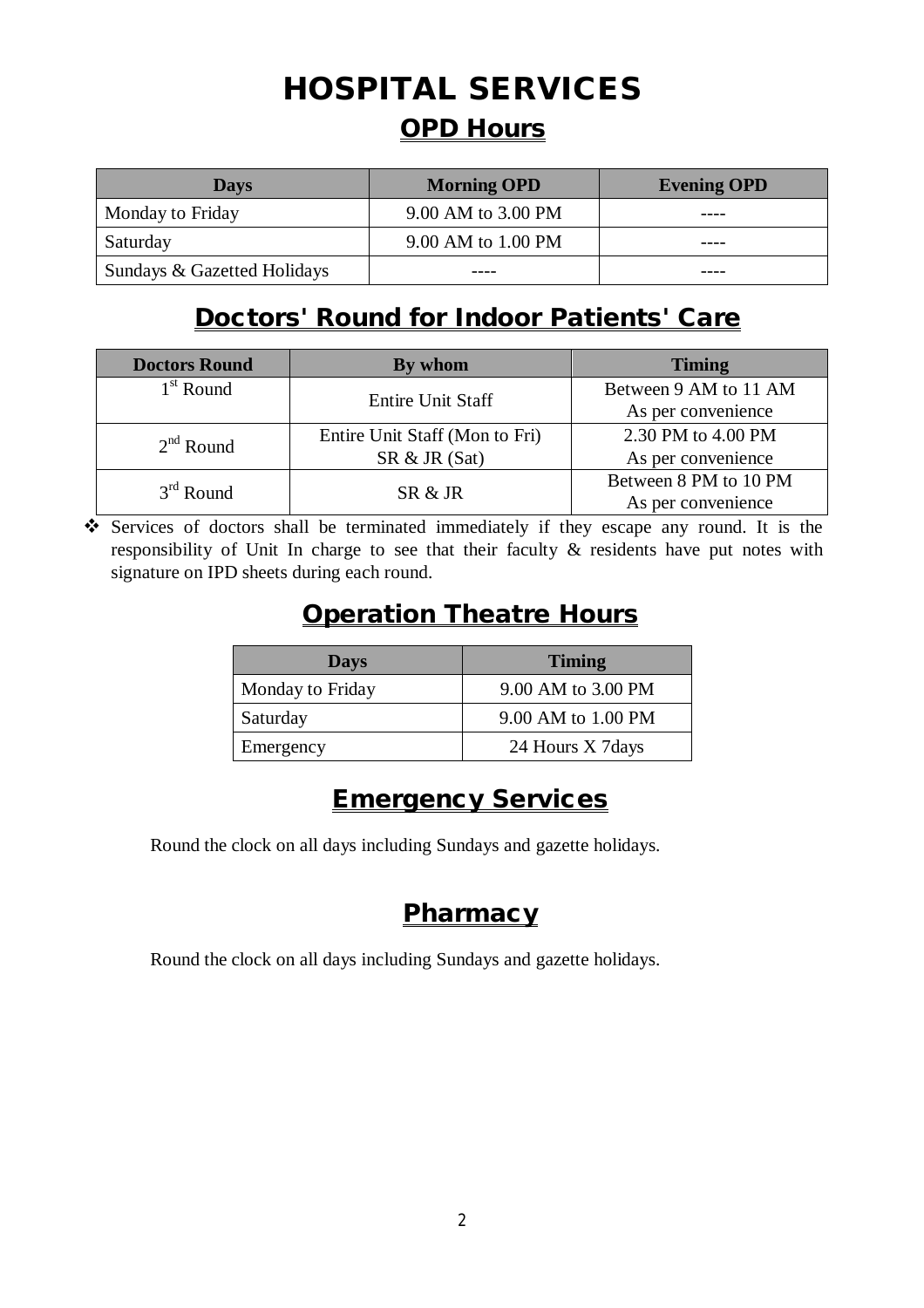# HOSPITAL SERVICES

## OPD Hours

| Days | Morning OPD | Evening OPD |
|---|---|---|
| Monday to Friday | 9.00 AM to 3.00 PM | ---- |
| Saturday | 9.00 AM to 1.00 PM | ---- |
| Sundays & Gazetted Holidays | ---- | ---- |

## Doctors' Round for Indoor Patients' Care

| Doctors Round | By whom | Timing |
|---|---|---|
| 1st Round | Entire Unit Staff | Between 9 AM to 11 AM As per convenience |
| 2nd Round | Entire Unit Staff (Mon to Fri) SR & JR (Sat) | 2.30 PM to 4.00 PM As per convenience |
| 3rd Round | SR & JR | Between 8 PM to 10 PM As per convenience |

- Services of doctors shall be terminated immediately if they escape any round. It is the responsibility of Unit In charge to see that their faculty & residents have put notes with signature on IPD sheets during each round.

## Operation Theatre Hours

| Days | Timing |
|---|---|
| Monday to Friday | 9.00 AM to 3.00 PM |
| Saturday | 9.00 AM to 1.00 PM |
| Emergency | 24 Hours X 7days |

## Emergency Services

Round the clock on all days including Sundays and gazette holidays.

## Pharmacy

Round the clock on all days including Sundays and gazette holidays.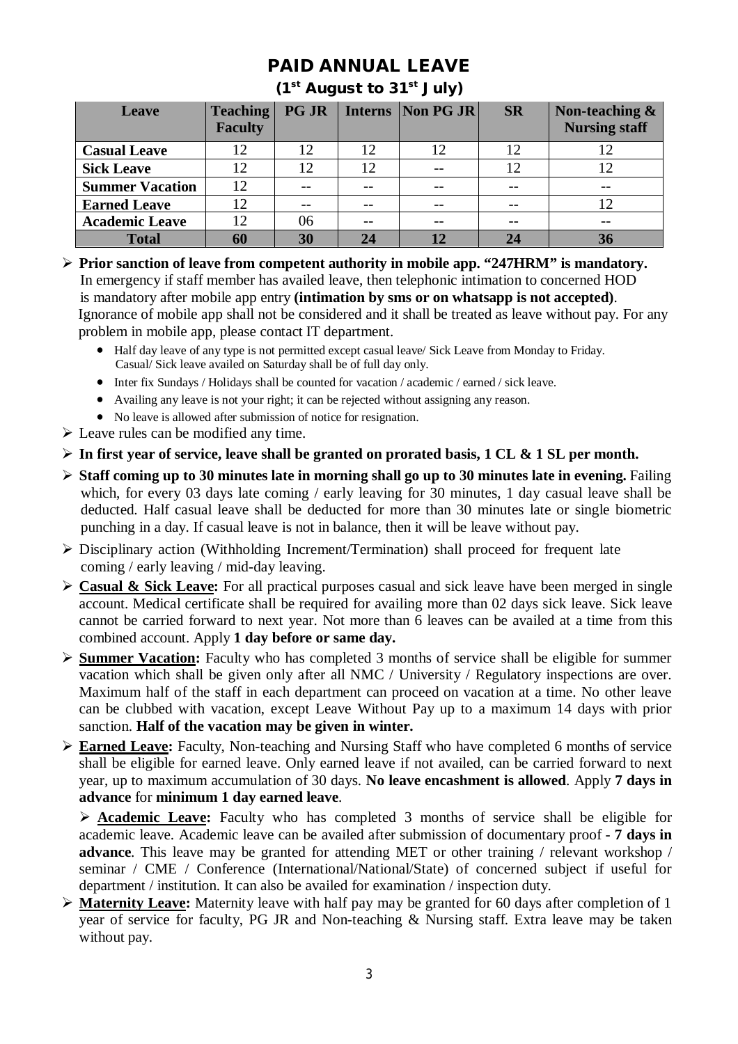# PAID ANNUAL LEAVE

### (1st August to 31st July)

| Leave | Teaching Faculty | PG JR | Interns | Non PG JR | SR | Non-teaching & Nursing staff |
|---|---|---|---|---|---|---|
| Casual Leave | 12 | 12 | 12 | 12 | 12 | 12 |
| Sick Leave | 12 | 12 | 12 | -- | 12 | 12 |
| Summer Vacation | 12 | -- | -- | -- | -- | -- |
| Earned Leave | 12 | -- | -- | -- | -- | 12 |
| Academic Leave | 12 | 06 | -- | -- | -- | -- |
| **Total** | **60** | **30** | **24** | **12** | **24** | **36** |

- **Prior sanction of leave from competent authority in mobile app. "247HRM" is mandatory.** In emergency if staff member has availed leave, then telephonic intimation to concerned HOD is mandatory after mobile app entry **(intimation by sms or on whatsapp is not accepted)**. Ignorance of mobile app shall not be considered and it shall be treated as leave without pay. For any problem in mobile app, please contact IT department.
    - Half day leave of any type is not permitted except casual leave/ Sick Leave from Monday to Friday. Casual/ Sick leave availed on Saturday shall be of full day only.
    - Inter fix Sundays / Holidays shall be counted for vacation / academic / earned / sick leave.
    - Availing any leave is not your right; it can be rejected without assigning any reason.
    - No leave is allowed after submission of notice for resignation.
- Leave rules can be modified any time.
- **In first year of service, leave shall be granted on prorated basis, 1 CL & 1 SL per month.**
- **Staff coming up to 30 minutes late in morning shall go up to 30 minutes late in evening.** Failing which, for every 03 days late coming / early leaving for 30 minutes, 1 day casual leave shall be deducted. Half casual leave shall be deducted for more than 30 minutes late or single biometric punching in a day. If casual leave is not in balance, then it will be leave without pay.
- Disciplinary action (Withholding Increment/Termination) shall proceed for frequent late coming / early leaving / mid-day leaving.
- **Casual & Sick Leave:** For all practical purposes casual and sick leave have been merged in single account. Medical certificate shall be required for availing more than 02 days sick leave. Sick leave cannot be carried forward to next year. Not more than 6 leaves can be availed at a time from this combined account. Apply **1 day before or same day.**
- **Summer Vacation:** Faculty who has completed 3 months of service shall be eligible for summer vacation which shall be given only after all NMC / University / Regulatory inspections are over. Maximum half of the staff in each department can proceed on vacation at a time. No other leave can be clubbed with vacation, except Leave Without Pay up to a maximum 14 days with prior sanction. **Half of the vacation may be given in winter.**
- **Earned Leave:** Faculty, Non-teaching and Nursing Staff who have completed 6 months of service shall be eligible for earned leave. Only earned leave if not availed, can be carried forward to next year, up to maximum accumulation of 30 days. **No leave encashment is allowed**. Apply **7 days in advance** for **minimum 1 day earned leave**.
- **Academic Leave:** Faculty who has completed 3 months of service shall be eligible for academic leave. Academic leave can be availed after submission of documentary proof - **7 days in advance**. This leave may be granted for attending MET or other training / relevant workshop / seminar / CME / Conference (International/National/State) of concerned subject if useful for department / institution. It can also be availed for examination / inspection duty.
- **Maternity Leave:** Maternity leave with half pay may be granted for 60 days after completion of 1 year of service for faculty, PG JR and Non-teaching & Nursing staff. Extra leave may be taken without pay.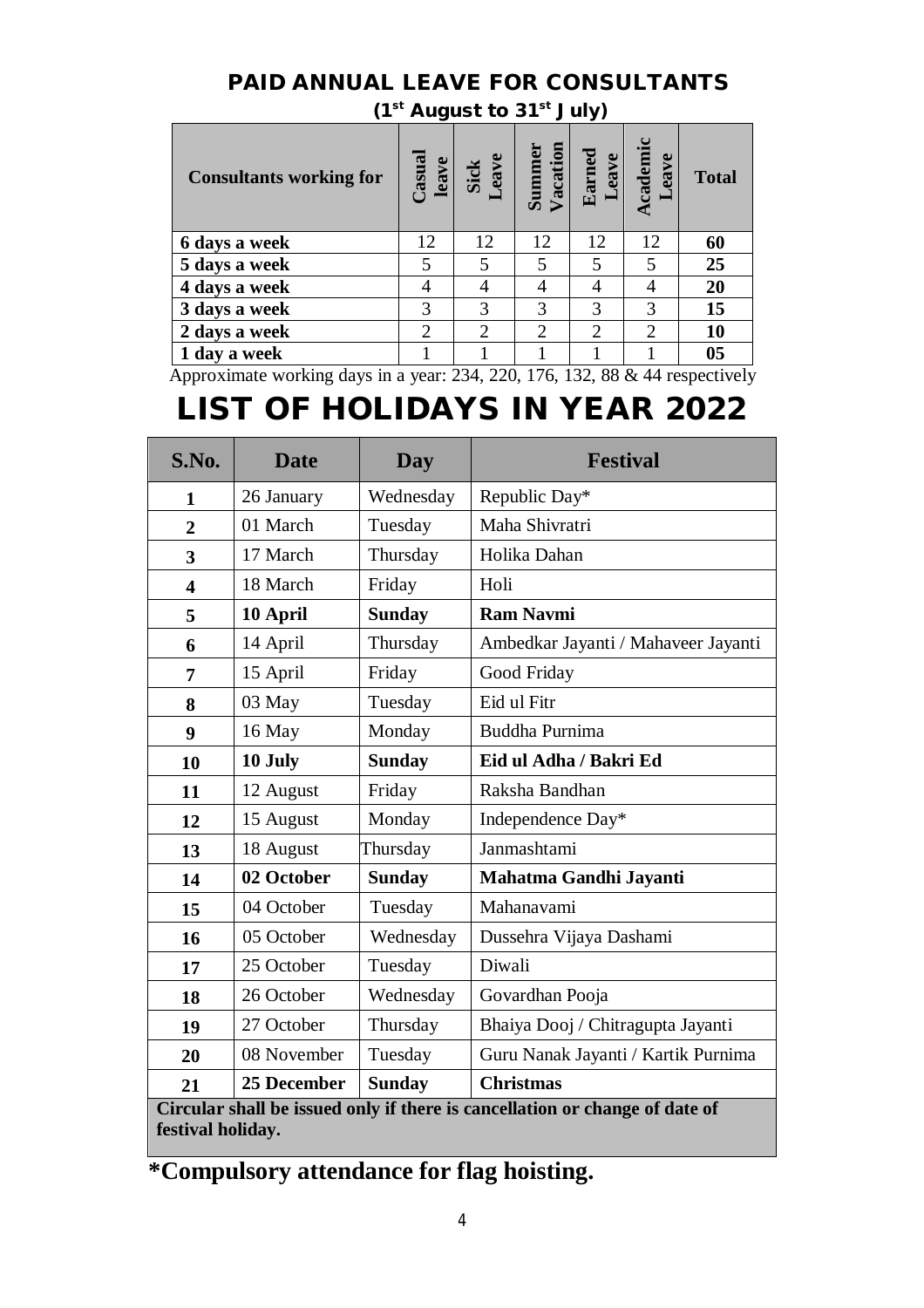## PAID ANNUAL LEAVE FOR CONSULTANTS

**(1st August to 31st July)**

| Consultants working for | Casual leave | Sick Leave | Summer Vacation | Earned Leave | Academic Leave | Total |
|---|---|---|---|---|---|---|
| **6 days a week** | 12 | 12 | 12 | 12 | 12 | **60** |
| **5 days a week** | 5 | 5 | 5 | 5 | 5 | **25** |
| **4 days a week** | 4 | 4 | 4 | 4 | 4 | **20** |
| **3 days a week** | 3 | 3 | 3 | 3 | 3 | **15** |
| **2 days a week** | 2 | 2 | 2 | 2 | 2 | **10** |
| **1 day a week** | 1 | 1 | 1 | 1 | 1 | **05** |

Approximate working days in a year: 234, 220, 176, 132, 88 & 44 respectively

# LIST OF HOLIDAYS IN YEAR 2022

| S.No. | Date | Day | Festival |
|---|---|---|---|
| **1** | 26 January | Wednesday | Republic Day* |
| **2** | 01 March | Tuesday | Maha Shivratri |
| **3** | 17 March | Thursday | Holika Dahan |
| **4** | 18 March | Friday | Holi |
| **5** | **10 April** | **Sunday** | **Ram Navmi** |
| **6** | 14 April | Thursday | Ambedkar Jayanti / Mahaveer Jayanti |
| **7** | 15 April | Friday | Good Friday |
| **8** | 03 May | Tuesday | Eid ul Fitr |
| **9** | 16 May | Monday | Buddha Purnima |
| **10** | **10 July** | **Sunday** | **Eid ul Adha / Bakri Ed** |
| **11** | 12 August | Friday | Raksha Bandhan |
| **12** | 15 August | Monday | Independence Day* |
| **13** | 18 August | Thursday | Janmashtami |
| **14** | **02 October** | **Sunday** | **Mahatma Gandhi Jayanti** |
| **15** | 04 October | Tuesday | Mahanavami |
| **16** | 05 October | Wednesday | Dussehra Vijaya Dashami |
| **17** | 25 October | Tuesday | Diwali |
| **18** | 26 October | Wednesday | Govardhan Pooja |
| **19** | 27 October | Thursday | Bhaiya Dooj / Chitragupta Jayanti |
| **20** | 08 November | Tuesday | Guru Nanak Jayanti / Kartik Purnima |
| **21** | **25 December** | **Sunday** | **Christmas** |

**Circular shall be issued only if there is cancellation or change of date of festival holiday.**

**\*Compulsory attendance for flag hoisting.**